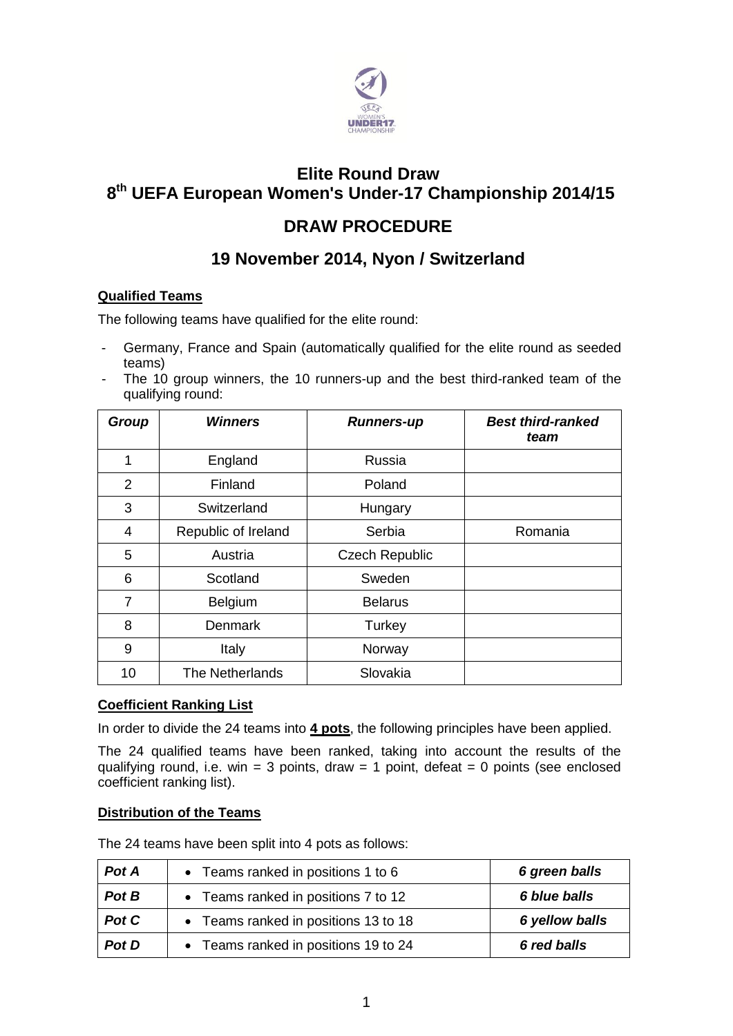# Elite Round Draw
# 8th UEFA European Women's Under-17 Championship 2014/15

## DRAW PROCEDURE

## 19 November 2014, Nyon / Switzerland

**Qualified Teams**

The following teams have qualified for the elite round:

- Germany, France and Spain (automatically qualified for the elite round as seeded teams)
- The 10 group winners, the 10 runners-up and the best third-ranked team of the qualifying round:

| *Group* | *Winners* | *Runners-up* | *Best third-ranked team* |
|---|---|---|---|
| 1 | England | Russia | |
| 2 | Finland | Poland | |
| 3 | Switzerland | Hungary | |
| 4 | Republic of Ireland | Serbia | Romania |
| 5 | Austria | Czech Republic | |
| 6 | Scotland | Sweden | |
| 7 | Belgium | Belarus | |
| 8 | Denmark | Turkey | |
| 9 | Italy | Norway | |
| 10 | The Netherlands | Slovakia | |

**Coefficient Ranking List**

In order to divide the 24 teams into **4 pots**, the following principles have been applied.

The 24 qualified teams have been ranked, taking into account the results of the qualifying round, i.e. win = 3 points, draw = 1 point, defeat = 0 points (see enclosed coefficient ranking list).

**Distribution of the Teams**

The 24 teams have been split into 4 pots as follows:

| | | |
|---|---|---|
| ***Pot A*** | • Teams ranked in positions 1 to 6 | ***6 green balls*** |
| ***Pot B*** | • Teams ranked in positions 7 to 12 | ***6 blue balls*** |
| ***Pot C*** | • Teams ranked in positions 13 to 18 | ***6 yellow balls*** |
| ***Pot D*** | • Teams ranked in positions 19 to 24 | ***6 red balls*** |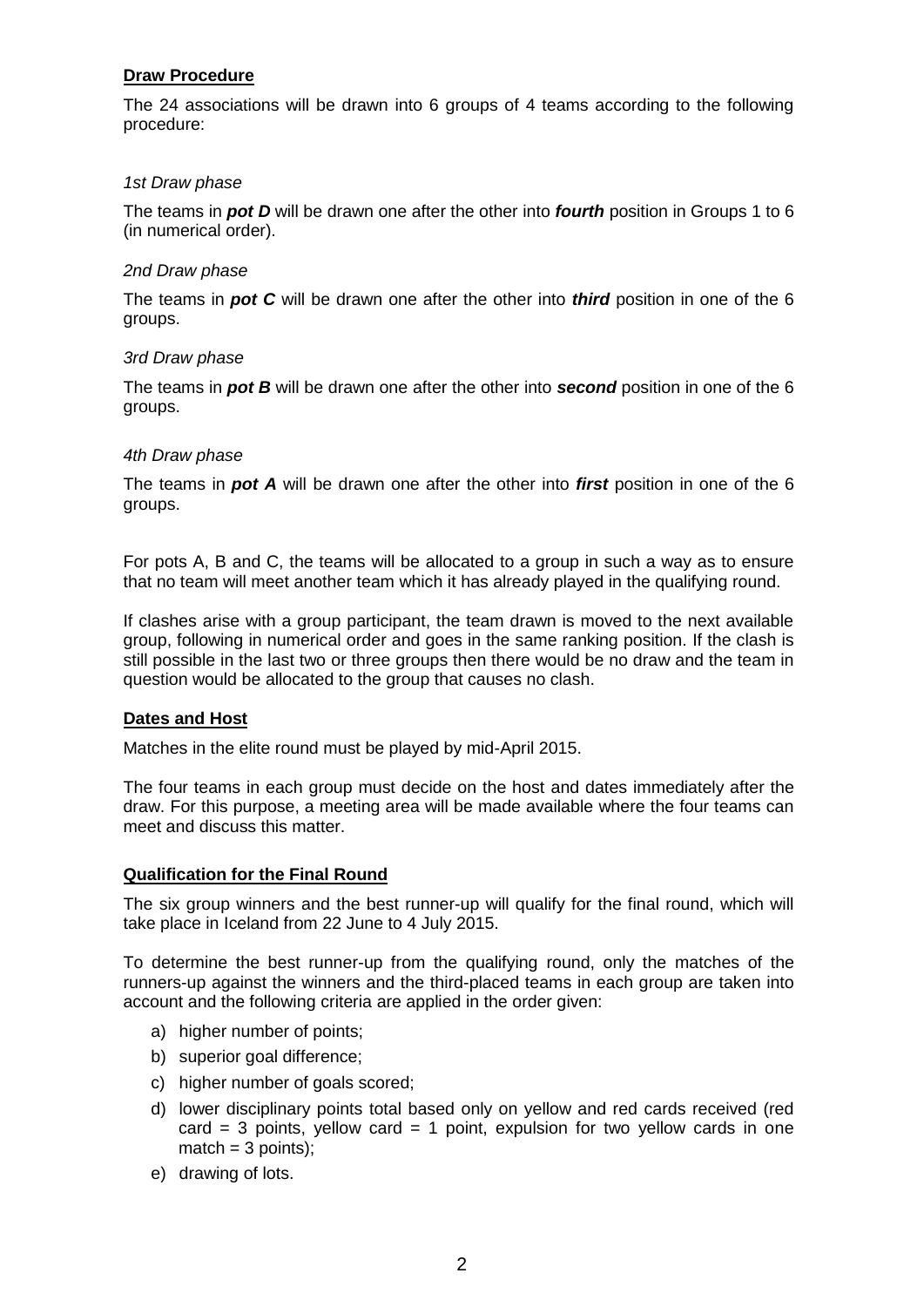**Draw Procedure**

The 24 associations will be drawn into 6 groups of 4 teams according to the following procedure:

*1st Draw phase*

The teams in ***pot D*** will be drawn one after the other into ***fourth*** position in Groups 1 to 6 (in numerical order).

*2nd Draw phase*

The teams in ***pot C*** will be drawn one after the other into ***third*** position in one of the 6 groups.

*3rd Draw phase*

The teams in ***pot B*** will be drawn one after the other into ***second*** position in one of the 6 groups.

*4th Draw phase*

The teams in ***pot A*** will be drawn one after the other into ***first*** position in one of the 6 groups.

For pots A, B and C, the teams will be allocated to a group in such a way as to ensure that no team will meet another team which it has already played in the qualifying round.

If clashes arise with a group participant, the team drawn is moved to the next available group, following in numerical order and goes in the same ranking position. If the clash is still possible in the last two or three groups then there would be no draw and the team in question would be allocated to the group that causes no clash.

**Dates and Host**

Matches in the elite round must be played by mid-April 2015.

The four teams in each group must decide on the host and dates immediately after the draw. For this purpose, a meeting area will be made available where the four teams can meet and discuss this matter.

**Qualification for the Final Round**

The six group winners and the best runner-up will qualify for the final round, which will take place in Iceland from 22 June to 4 July 2015.

To determine the best runner-up from the qualifying round, only the matches of the runners-up against the winners and the third-placed teams in each group are taken into account and the following criteria are applied in the order given:

a) higher number of points;
b) superior goal difference;
c) higher number of goals scored;
d) lower disciplinary points total based only on yellow and red cards received (red card = 3 points, yellow card = 1 point, expulsion for two yellow cards in one match = 3 points);
e) drawing of lots.